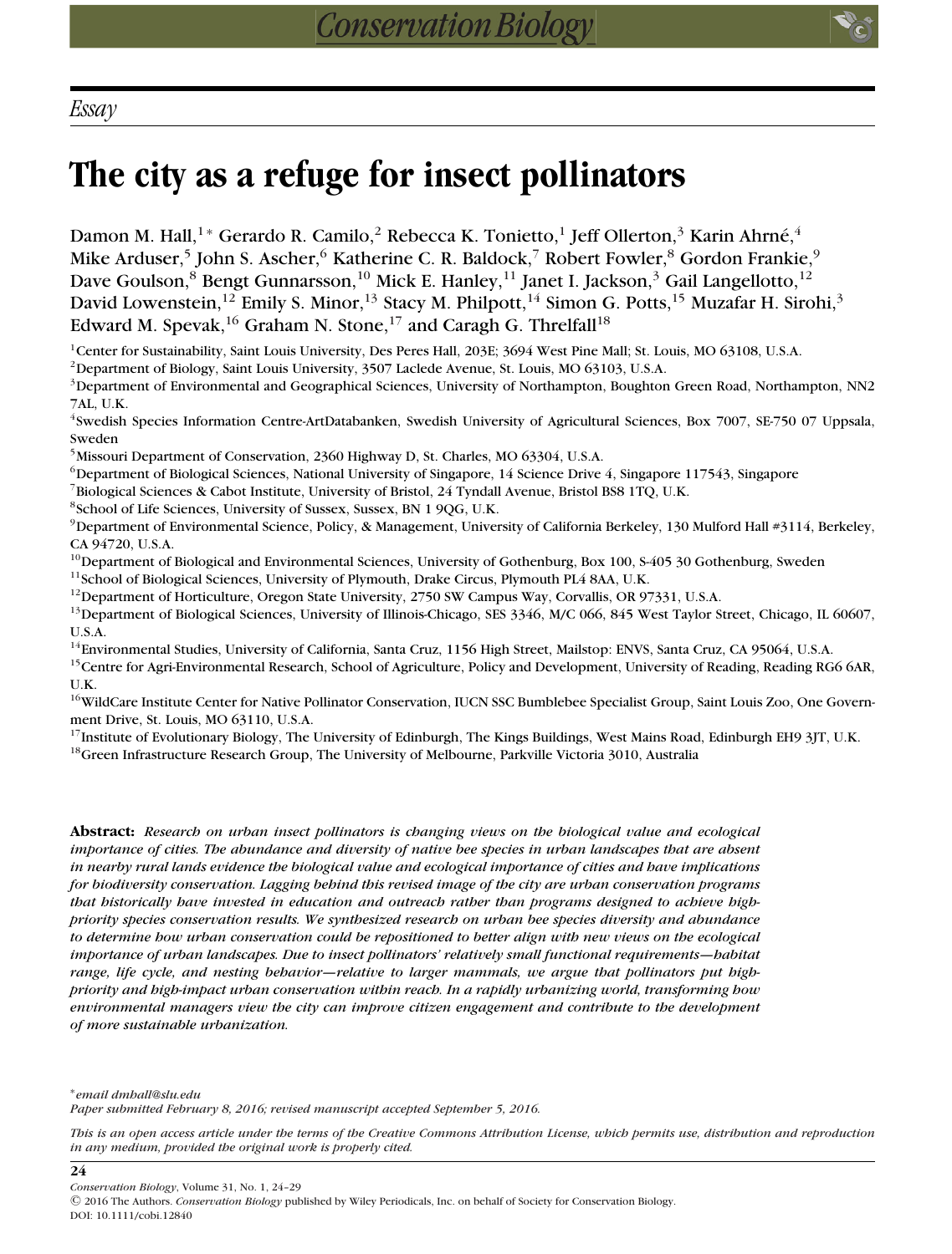*Essay*

# The city as a refuge for insect pollinators

Damon M. Hall,[1*] Gerardo R. Camilo,[2] Rebecca K. Tonietto,[1] Jeff Ollerton,[3] Karin Ahrné,[4] Mike Arduser,[5] John S. Ascher,[6] Katherine C. R. Baldock,[7] Robert Fowler,[8] Gordon Frankie,[9] Dave Goulson,[8] Bengt Gunnarsson,[10] Mick E. Hanley,[11] Janet I. Jackson,[3] Gail Langellotto,[12] David Lowenstein,[12] Emily S. Minor,[13] Stacy M. Philpott,[14] Simon G. Potts,[15] Muzafar H. Sirohi,[3] Edward M. Spevak,[16] Graham N. Stone,[17] and Caragh G. Threlfall[18]

[1]Center for Sustainability, Saint Louis University, Des Peres Hall, 203E; 3694 West Pine Mall; St. Louis, MO 63108, U.S.A.
[2]Department of Biology, Saint Louis University, 3507 Laclede Avenue, St. Louis, MO 63103, U.S.A.
[3]Department of Environmental and Geographical Sciences, University of Northampton, Boughton Green Road, Northampton, NN2 7AL, U.K.
[4]Swedish Species Information Centre-ArtDatabanken, Swedish University of Agricultural Sciences, Box 7007, SE-750 07 Uppsala, Sweden
[5]Missouri Department of Conservation, 2360 Highway D, St. Charles, MO 63304, U.S.A.
[6]Department of Biological Sciences, National University of Singapore, 14 Science Drive 4, Singapore 117543, Singapore
[7]Biological Sciences & Cabot Institute, University of Bristol, 24 Tyndall Avenue, Bristol BS8 1TQ, U.K.
[8]School of Life Sciences, University of Sussex, Sussex, BN 1 9QG, U.K.
[9]Department of Environmental Science, Policy, & Management, University of California Berkeley, 130 Mulford Hall #3114, Berkeley, CA 94720, U.S.A.
[10]Department of Biological and Environmental Sciences, University of Gothenburg, Box 100, S-405 30 Gothenburg, Sweden
[11]School of Biological Sciences, University of Plymouth, Drake Circus, Plymouth PL4 8AA, U.K.
[12]Department of Horticulture, Oregon State University, 2750 SW Campus Way, Corvallis, OR 97331, U.S.A.
[13]Department of Biological Sciences, University of Illinois-Chicago, SES 3346, M/C 066, 845 West Taylor Street, Chicago, IL 60607, U.S.A.
[14]Environmental Studies, University of California, Santa Cruz, 1156 High Street, Mailstop: ENVS, Santa Cruz, CA 95064, U.S.A.
[15]Centre for Agri-Environmental Research, School of Agriculture, Policy and Development, University of Reading, Reading RG6 6AR, U.K.
[16]WildCare Institute Center for Native Pollinator Conservation, IUCN SSC Bumblebee Specialist Group, Saint Louis Zoo, One Government Drive, St. Louis, MO 63110, U.S.A.
[17]Institute of Evolutionary Biology, The University of Edinburgh, The Kings Buildings, West Mains Road, Edinburgh EH9 3JT, U.K.
[18]Green Infrastructure Research Group, The University of Melbourne, Parkville Victoria 3010, Australia

**Abstract:** *Research on urban insect pollinators is changing views on the biological value and ecological importance of cities. The abundance and diversity of native bee species in urban landscapes that are absent in nearby rural lands evidence the biological value and ecological importance of cities and have implications for biodiversity conservation. Lagging behind this revised image of the city are urban conservation programs that historically have invested in education and outreach rather than programs designed to achieve high-priority species conservation results. We synthesized research on urban bee species diversity and abundance to determine how urban conservation could be repositioned to better align with new views on the ecological importance of urban landscapes. Due to insect pollinators' relatively small functional requirements—habitat range, life cycle, and nesting behavior—relative to larger mammals, we argue that pollinators put high-priority and high-impact urban conservation within reach. In a rapidly urbanizing world, transforming how environmental managers view the city can improve citizen engagement and contribute to the development of more sustainable urbanization.*

*email dmhall@slu.edu
*Paper submitted February 8, 2016; revised manuscript accepted September 5, 2016.*

*This is an open access article under the terms of the Creative Commons Attribution License, which permits use, distribution and reproduction in any medium, provided the original work is properly cited.*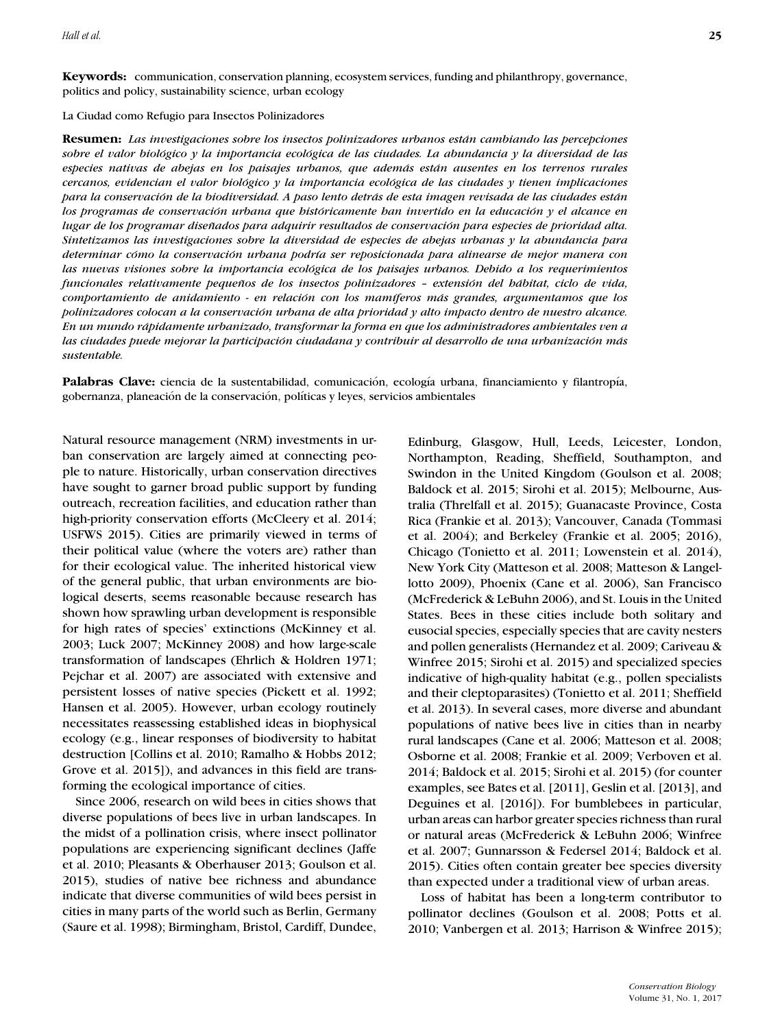**Keywords:** communication, conservation planning, ecosystem services, funding and philanthropy, governance, politics and policy, sustainability science, urban ecology

La Ciudad como Refugio para Insectos Polinizadores

**Resumen:** *Las investigaciones sobre los insectos polinizadores urbanos están cambiando las percepciones sobre el valor biológico y la importancia ecológica de las ciudades. La abundancia y la diversidad de las especies nativas de abejas en los paisajes urbanos, que además están ausentes en los terrenos rurales cercanos, evidencian el valor biológico y la importancia ecológica de las ciudades y tienen implicaciones para la conservación de la biodiversidad. A paso lento detrás de esta imagen revisada de las ciudades están los programas de conservación urbana que históricamente han invertido en la educación y el alcance en lugar de los programar diseñados para adquirir resultados de conservación para especies de prioridad alta. Sintetizamos las investigaciones sobre la diversidad de especies de abejas urbanas y la abundancia para determinar cómo la conservación urbana podría ser reposicionada para alinearse de mejor manera con las nuevas visiones sobre la importancia ecológica de los paisajes urbanos. Debido a los requerimientos funcionales relativamente pequeños de los insectos polinizadores – extensión del hábitat, ciclo de vida, comportamiento de anidamiento - en relación con los mamíferos más grandes, argumentamos que los polinizadores colocan a la conservación urbana de alta prioridad y alto impacto dentro de nuestro alcance. En un mundo rápidamente urbanizado, transformar la forma en que los administradores ambientales ven a las ciudades puede mejorar la participación ciudadana y contribuir al desarrollo de una urbanización más sustentable.*

**Palabras Clave:** ciencia de la sustentabilidad, comunicación, ecología urbana, financiamiento y filantropía, gobernanza, planeación de la conservación, políticas y leyes, servicios ambientales

Natural resource management (NRM) investments in urban conservation are largely aimed at connecting people to nature. Historically, urban conservation directives have sought to garner broad public support by funding outreach, recreation facilities, and education rather than high-priority conservation efforts (McCleery et al. 2014; USFWS 2015). Cities are primarily viewed in terms of their political value (where the voters are) rather than for their ecological value. The inherited historical view of the general public, that urban environments are biological deserts, seems reasonable because research has shown how sprawling urban development is responsible for high rates of species' extinctions (McKinney et al. 2003; Luck 2007; McKinney 2008) and how large-scale transformation of landscapes (Ehrlich & Holdren 1971; Pejchar et al. 2007) are associated with extensive and persistent losses of native species (Pickett et al. 1992; Hansen et al. 2005). However, urban ecology routinely necessitates reassessing established ideas in biophysical ecology (e.g., linear responses of biodiversity to habitat destruction [Collins et al. 2010; Ramalho & Hobbs 2012; Grove et al. 2015]), and advances in this field are transforming the ecological importance of cities.

Since 2006, research on wild bees in cities shows that diverse populations of bees live in urban landscapes. In the midst of a pollination crisis, where insect pollinator populations are experiencing significant declines (Jaffe et al. 2010; Pleasants & Oberhauser 2013; Goulson et al. 2015), studies of native bee richness and abundance indicate that diverse communities of wild bees persist in cities in many parts of the world such as Berlin, Germany (Saure et al. 1998); Birmingham, Bristol, Cardiff, Dundee, Edinburg, Glasgow, Hull, Leeds, Leicester, London, Northampton, Reading, Sheffield, Southampton, and Swindon in the United Kingdom (Goulson et al. 2008; Baldock et al. 2015; Sirohi et al. 2015); Melbourne, Australia (Threlfall et al. 2015); Guanacaste Province, Costa Rica (Frankie et al. 2013); Vancouver, Canada (Tommasi et al. 2004); and Berkeley (Frankie et al. 2005; 2016), Chicago (Tonietto et al. 2011; Lowenstein et al. 2014), New York City (Matteson et al. 2008; Matteson & Langellotto 2009), Phoenix (Cane et al. 2006), San Francisco (McFrederick & LeBuhn 2006), and St. Louis in the United States. Bees in these cities include both solitary and eusocial species, especially species that are cavity nesters and pollen generalists (Hernandez et al. 2009; Cariveau & Winfree 2015; Sirohi et al. 2015) and specialized species indicative of high-quality habitat (e.g., pollen specialists and their cleptoparasites) (Tonietto et al. 2011; Sheffield et al. 2013). In several cases, more diverse and abundant populations of native bees live in cities than in nearby rural landscapes (Cane et al. 2006; Matteson et al. 2008; Osborne et al. 2008; Frankie et al. 2009; Verboven et al. 2014; Baldock et al. 2015; Sirohi et al. 2015) (for counter examples, see Bates et al. [2011], Geslin et al. [2013], and Deguines et al. [2016]). For bumblebees in particular, urban areas can harbor greater species richness than rural or natural areas (McFrederick & LeBuhn 2006; Winfree et al. 2007; Gunnarsson & Federsel 2014; Baldock et al. 2015). Cities often contain greater bee species diversity than expected under a traditional view of urban areas.

Loss of habitat has been a long-term contributor to pollinator declines (Goulson et al. 2008; Potts et al. 2010; Vanbergen et al. 2013; Harrison & Winfree 2015);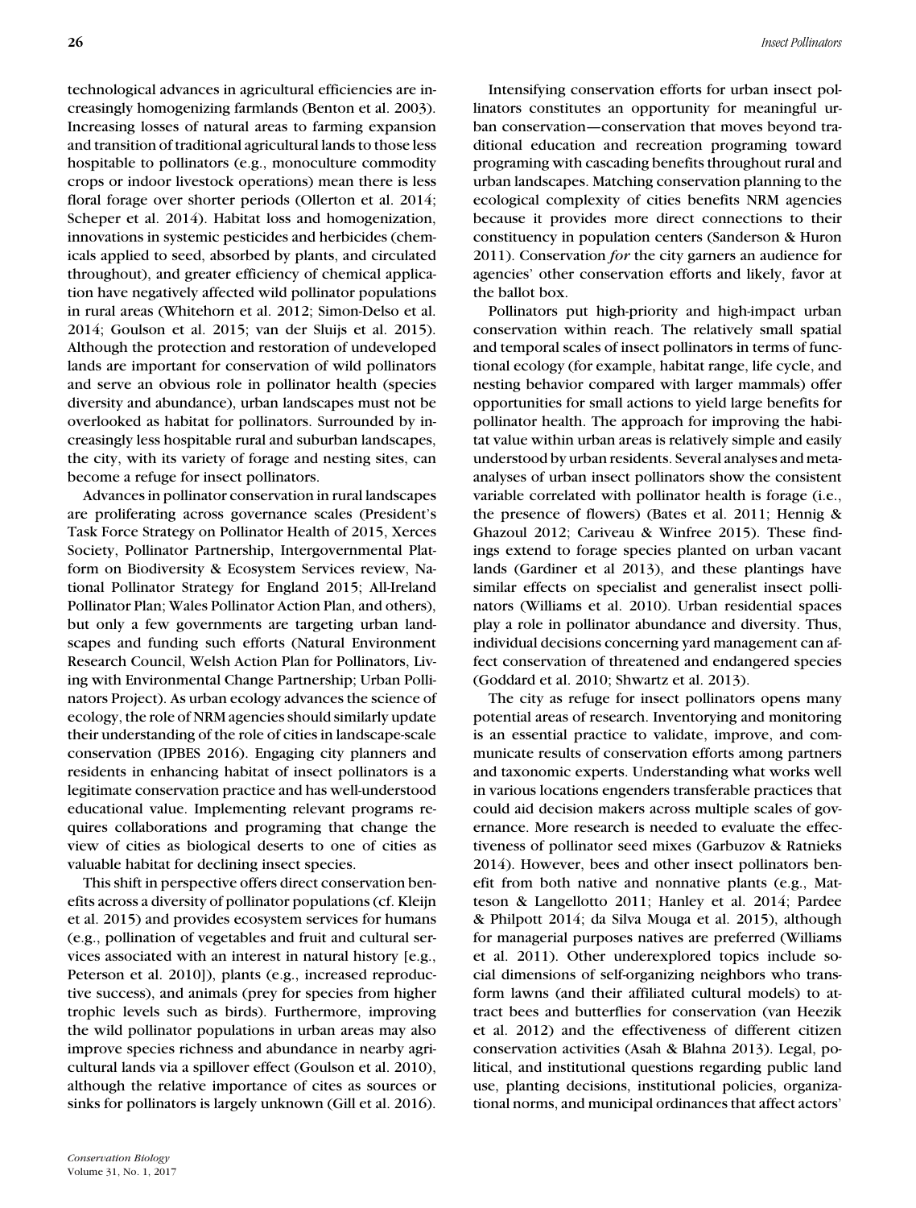technological advances in agricultural efficiencies are increasingly homogenizing farmlands (Benton et al. 2003). Increasing losses of natural areas to farming expansion and transition of traditional agricultural lands to those less hospitable to pollinators (e.g., monoculture commodity crops or indoor livestock operations) mean there is less floral forage over shorter periods (Ollerton et al. 2014; Scheper et al. 2014). Habitat loss and homogenization, innovations in systemic pesticides and herbicides (chemicals applied to seed, absorbed by plants, and circulated throughout), and greater efficiency of chemical application have negatively affected wild pollinator populations in rural areas (Whitehorn et al. 2012; Simon-Delso et al. 2014; Goulson et al. 2015; van der Sluijs et al. 2015). Although the protection and restoration of undeveloped lands are important for conservation of wild pollinators and serve an obvious role in pollinator health (species diversity and abundance), urban landscapes must not be overlooked as habitat for pollinators. Surrounded by increasingly less hospitable rural and suburban landscapes, the city, with its variety of forage and nesting sites, can become a refuge for insect pollinators.

Advances in pollinator conservation in rural landscapes are proliferating across governance scales (President's Task Force Strategy on Pollinator Health of 2015, Xerces Society, Pollinator Partnership, Intergovernmental Platform on Biodiversity & Ecosystem Services review, National Pollinator Strategy for England 2015; All-Ireland Pollinator Plan; Wales Pollinator Action Plan, and others), but only a few governments are targeting urban landscapes and funding such efforts (Natural Environment Research Council, Welsh Action Plan for Pollinators, Living with Environmental Change Partnership; Urban Pollinators Project). As urban ecology advances the science of ecology, the role of NRM agencies should similarly update their understanding of the role of cities in landscape-scale conservation (IPBES 2016). Engaging city planners and residents in enhancing habitat of insect pollinators is a legitimate conservation practice and has well-understood educational value. Implementing relevant programs requires collaborations and programing that change the view of cities as biological deserts to one of cities as valuable habitat for declining insect species.

This shift in perspective offers direct conservation benefits across a diversity of pollinator populations (cf. Kleijn et al. 2015) and provides ecosystem services for humans (e.g., pollination of vegetables and fruit and cultural services associated with an interest in natural history [e.g., Peterson et al. 2010]), plants (e.g., increased reproductive success), and animals (prey for species from higher trophic levels such as birds). Furthermore, improving the wild pollinator populations in urban areas may also improve species richness and abundance in nearby agricultural lands via a spillover effect (Goulson et al. 2010), although the relative importance of cites as sources or sinks for pollinators is largely unknown (Gill et al. 2016).

Intensifying conservation efforts for urban insect pollinators constitutes an opportunity for meaningful urban conservation—conservation that moves beyond traditional education and recreation programing toward programing with cascading benefits throughout rural and urban landscapes. Matching conservation planning to the ecological complexity of cities benefits NRM agencies because it provides more direct connections to their constituency in population centers (Sanderson & Huron 2011). Conservation *for* the city garners an audience for agencies' other conservation efforts and likely, favor at the ballot box.

Pollinators put high-priority and high-impact urban conservation within reach. The relatively small spatial and temporal scales of insect pollinators in terms of functional ecology (for example, habitat range, life cycle, and nesting behavior compared with larger mammals) offer opportunities for small actions to yield large benefits for pollinator health. The approach for improving the habitat value within urban areas is relatively simple and easily understood by urban residents. Several analyses and meta-analyses of urban insect pollinators show the consistent variable correlated with pollinator health is forage (i.e., the presence of flowers) (Bates et al. 2011; Hennig & Ghazoul 2012; Cariveau & Winfree 2015). These findings extend to forage species planted on urban vacant lands (Gardiner et al 2013), and these plantings have similar effects on specialist and generalist insect pollinators (Williams et al. 2010). Urban residential spaces play a role in pollinator abundance and diversity. Thus, individual decisions concerning yard management can affect conservation of threatened and endangered species (Goddard et al. 2010; Shwartz et al. 2013).

The city as refuge for insect pollinators opens many potential areas of research. Inventorying and monitoring is an essential practice to validate, improve, and communicate results of conservation efforts among partners and taxonomic experts. Understanding what works well in various locations engenders transferable practices that could aid decision makers across multiple scales of governance. More research is needed to evaluate the effectiveness of pollinator seed mixes (Garbuzov & Ratnieks 2014). However, bees and other insect pollinators benefit from both native and nonnative plants (e.g., Matteson & Langellotto 2011; Hanley et al. 2014; Pardee & Philpott 2014; da Silva Mouga et al. 2015), although for managerial purposes natives are preferred (Williams et al. 2011). Other underexplored topics include social dimensions of self-organizing neighbors who transform lawns (and their affiliated cultural models) to attract bees and butterflies for conservation (van Heezik et al. 2012) and the effectiveness of different citizen conservation activities (Asah & Blahna 2013). Legal, political, and institutional questions regarding public land use, planting decisions, institutional policies, organizational norms, and municipal ordinances that affect actors'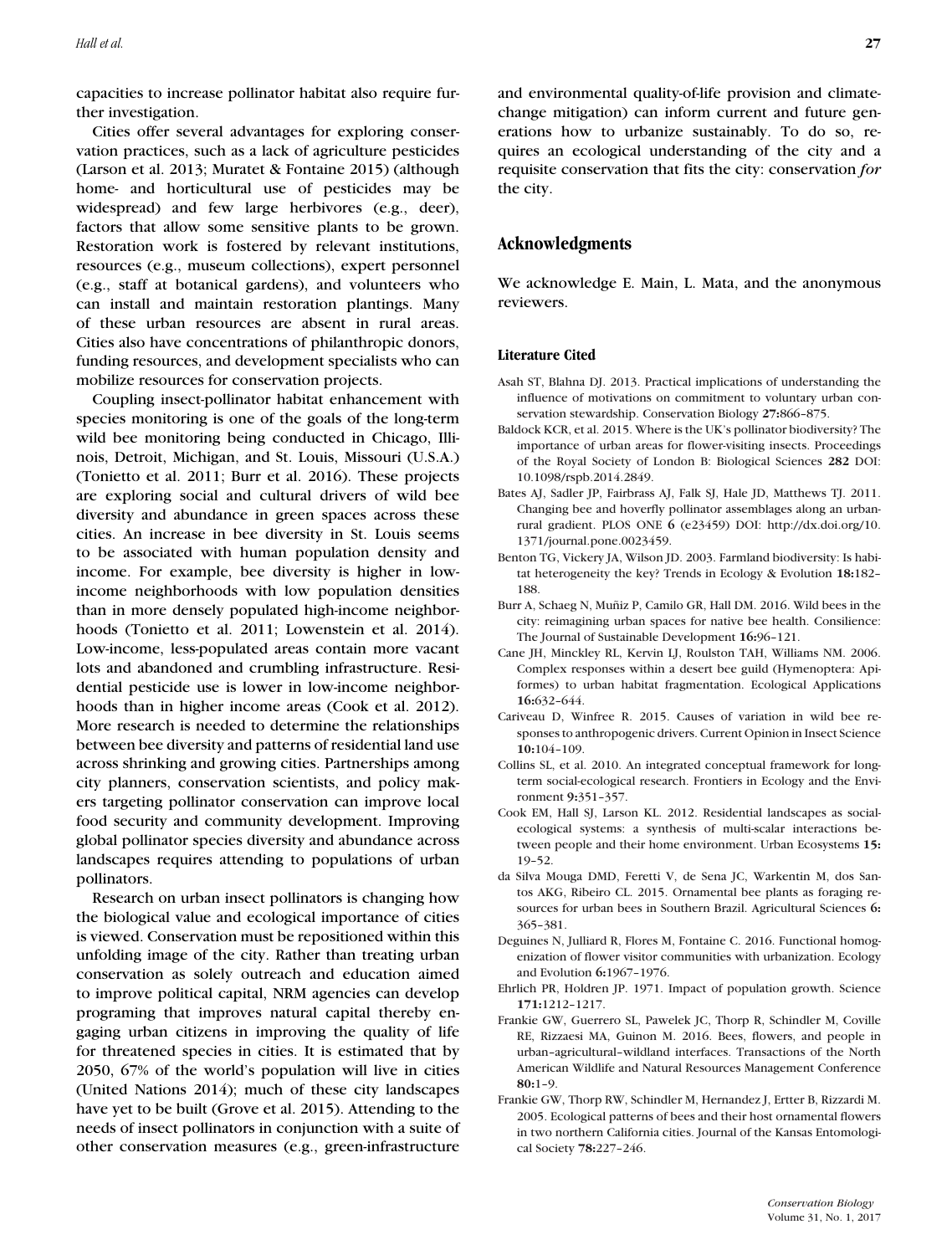capacities to increase pollinator habitat also require further investigation.

Cities offer several advantages for exploring conservation practices, such as a lack of agriculture pesticides (Larson et al. 2013; Muratet & Fontaine 2015) (although home- and horticultural use of pesticides may be widespread) and few large herbivores (e.g., deer), factors that allow some sensitive plants to be grown. Restoration work is fostered by relevant institutions, resources (e.g., museum collections), expert personnel (e.g., staff at botanical gardens), and volunteers who can install and maintain restoration plantings. Many of these urban resources are absent in rural areas. Cities also have concentrations of philanthropic donors, funding resources, and development specialists who can mobilize resources for conservation projects.

Coupling insect-pollinator habitat enhancement with species monitoring is one of the goals of the long-term wild bee monitoring being conducted in Chicago, Illinois, Detroit, Michigan, and St. Louis, Missouri (U.S.A.) (Tonietto et al. 2011; Burr et al. 2016). These projects are exploring social and cultural drivers of wild bee diversity and abundance in green spaces across these cities. An increase in bee diversity in St. Louis seems to be associated with human population density and income. For example, bee diversity is higher in low-income neighborhoods with low population densities than in more densely populated high-income neighborhoods (Tonietto et al. 2011; Lowenstein et al. 2014). Low-income, less-populated areas contain more vacant lots and abandoned and crumbling infrastructure. Residential pesticide use is lower in low-income neighborhoods than in higher income areas (Cook et al. 2012). More research is needed to determine the relationships between bee diversity and patterns of residential land use across shrinking and growing cities. Partnerships among city planners, conservation scientists, and policy makers targeting pollinator conservation can improve local food security and community development. Improving global pollinator species diversity and abundance across landscapes requires attending to populations of urban pollinators.

Research on urban insect pollinators is changing how the biological value and ecological importance of cities is viewed. Conservation must be repositioned within this unfolding image of the city. Rather than treating urban conservation as solely outreach and education aimed to improve political capital, NRM agencies can develop programing that improves natural capital thereby engaging urban citizens in improving the quality of life for threatened species in cities. It is estimated that by 2050, 67% of the world's population will live in cities (United Nations 2014); much of these city landscapes have yet to be built (Grove et al. 2015). Attending to the needs of insect pollinators in conjunction with a suite of other conservation measures (e.g., green-infrastructure and environmental quality-of-life provision and climate-change mitigation) can inform current and future generations how to urbanize sustainably. To do so, requires an ecological understanding of the city and a requisite conservation that fits the city: conservation *for* the city.

## Acknowledgments

We acknowledge E. Main, L. Mata, and the anonymous reviewers.

### Literature Cited

Asah ST, Blahna DJ. 2013. Practical implications of understanding the influence of motivations on commitment to voluntary urban conservation stewardship. Conservation Biology **27:**866–875.

Baldock KCR, et al. 2015. Where is the UK's pollinator biodiversity? The importance of urban areas for flower-visiting insects. Proceedings of the Royal Society of London B: Biological Sciences **282** DOI: 10.1098/rspb.2014.2849.

Bates AJ, Sadler JP, Fairbrass AJ, Falk SJ, Hale JD, Matthews TJ. 2011. Changing bee and hoverfly pollinator assemblages along an urban-rural gradient. PLOS ONE **6** (e23459) DOI: http://dx.doi.org/10.1371/journal.pone.0023459.

Benton TG, Vickery JA, Wilson JD. 2003. Farmland biodiversity: Is habitat heterogeneity the key? Trends in Ecology & Evolution **18:**182–188.

Burr A, Schaeg N, Muñiz P, Camilo GR, Hall DM. 2016. Wild bees in the city: reimagining urban spaces for native bee health. Consilience: The Journal of Sustainable Development **16:**96–121.

Cane JH, Minckley RL, Kervin LJ, Roulston TAH, Williams NM. 2006. Complex responses within a desert bee guild (Hymenoptera: Apiformes) to urban habitat fragmentation. Ecological Applications **16:**632–644.

Cariveau D, Winfree R. 2015. Causes of variation in wild bee responses to anthropogenic drivers. Current Opinion in Insect Science **10:**104–109.

Collins SL, et al. 2010. An integrated conceptual framework for long-term social-ecological research. Frontiers in Ecology and the Environment **9:**351–357.

Cook EM, Hall SJ, Larson KL. 2012. Residential landscapes as social-ecological systems: a synthesis of multi-scalar interactions between people and their home environment. Urban Ecosystems **15:** 19–52.

da Silva Mouga DMD, Feretti V, de Sena JC, Warkentin M, dos Santos AKG, Ribeiro CL. 2015. Ornamental bee plants as foraging resources for urban bees in Southern Brazil. Agricultural Sciences **6:** 365–381.

Deguines N, Julliard R, Flores M, Fontaine C. 2016. Functional homogenization of flower visitor communities with urbanization. Ecology and Evolution **6:**1967–1976.

Ehrlich PR, Holdren JP. 1971. Impact of population growth. Science **171:**1212–1217.

Frankie GW, Guerrero SL, Pawelek JC, Thorp R, Schindler M, Coville RE, Rizzaesi MA, Guinon M. 2016. Bees, flowers, and people in urban–agricultural–wildland interfaces. Transactions of the North American Wildlife and Natural Resources Management Conference **80:**1–9.

Frankie GW, Thorp RW, Schindler M, Hernandez J, Ertter B, Rizzardi M. 2005. Ecological patterns of bees and their host ornamental flowers in two northern California cities. Journal of the Kansas Entomological Society **78:**227–246.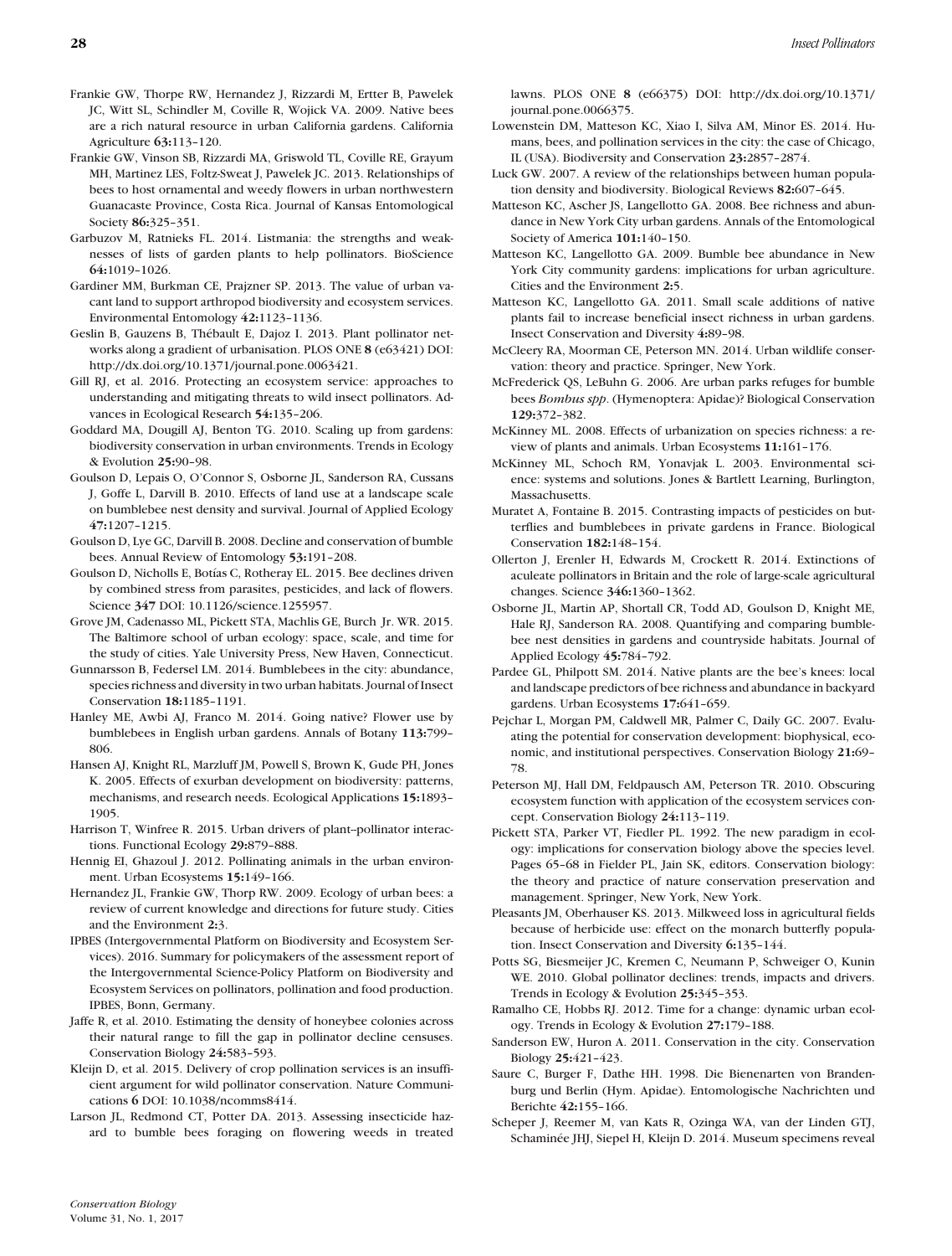Frankie GW, Thorpe RW, Hernandez J, Rizzardi M, Ertter B, Pawelek JC, Witt SL, Schindler M, Coville R, Wojick VA. 2009. Native bees are a rich natural resource in urban California gardens. California Agriculture **63:**113–120.

Frankie GW, Vinson SB, Rizzardi MA, Griswold TL, Coville RE, Grayum MH, Martinez LES, Foltz-Sweat J, Pawelek JC. 2013. Relationships of bees to host ornamental and weedy flowers in urban northwestern Guanacaste Province, Costa Rica. Journal of Kansas Entomological Society **86:**325–351.

Garbuzov M, Ratnieks FL. 2014. Listmania: the strengths and weaknesses of lists of garden plants to help pollinators. BioScience **64:**1019–1026.

Gardiner MM, Burkman CE, Prajzner SP. 2013. The value of urban vacant land to support arthropod biodiversity and ecosystem services. Environmental Entomology **42:**1123–1136.

Geslin B, Gauzens B, Thébault E, Dajoz I. 2013. Plant pollinator networks along a gradient of urbanisation. PLOS ONE **8** (e63421) DOI: http://dx.doi.org/10.1371/journal.pone.0063421.

Gill RJ, et al. 2016. Protecting an ecosystem service: approaches to understanding and mitigating threats to wild insect pollinators. Advances in Ecological Research **54:**135–206.

Goddard MA, Dougill AJ, Benton TG. 2010. Scaling up from gardens: biodiversity conservation in urban environments. Trends in Ecology & Evolution **25:**90–98.

Goulson D, Lepais O, O'Connor S, Osborne JL, Sanderson RA, Cussans J, Goffe L, Darvill B. 2010. Effects of land use at a landscape scale on bumblebee nest density and survival. Journal of Applied Ecology **47:**1207–1215.

Goulson D, Lye GC, Darvill B. 2008. Decline and conservation of bumble bees. Annual Review of Entomology **53:**191–208.

Goulson D, Nicholls E, Botías C, Rotheray EL. 2015. Bee declines driven by combined stress from parasites, pesticides, and lack of flowers. Science **347** DOI: 10.1126/science.1255957.

Grove JM, Cadenasso ML, Pickett STA, Machlis GE, Burch Jr. WR. 2015. The Baltimore school of urban ecology: space, scale, and time for the study of cities. Yale University Press, New Haven, Connecticut.

Gunnarsson B, Federsel LM. 2014. Bumblebees in the city: abundance, species richness and diversity in two urban habitats. Journal of Insect Conservation **18:**1185–1191.

Hanley ME, Awbi AJ, Franco M. 2014. Going native? Flower use by bumblebees in English urban gardens. Annals of Botany **113:**799–806.

Hansen AJ, Knight RL, Marzluff JM, Powell S, Brown K, Gude PH, Jones K. 2005. Effects of exurban development on biodiversity: patterns, mechanisms, and research needs. Ecological Applications **15:**1893–1905.

Harrison T, Winfree R. 2015. Urban drivers of plant–pollinator interactions. Functional Ecology **29:**879–888.

Hennig EI, Ghazoul J. 2012. Pollinating animals in the urban environment. Urban Ecosystems **15:**149–166.

Hernandez JL, Frankie GW, Thorp RW. 2009. Ecology of urban bees: a review of current knowledge and directions for future study. Cities and the Environment **2:**3.

IPBES (Intergovernmental Platform on Biodiversity and Ecosystem Services). 2016. Summary for policymakers of the assessment report of the Intergovernmental Science-Policy Platform on Biodiversity and Ecosystem Services on pollinators, pollination and food production. IPBES, Bonn, Germany.

Jaffe R, et al. 2010. Estimating the density of honeybee colonies across their natural range to fill the gap in pollinator decline censuses. Conservation Biology **24:**583–593.

Kleijn D, et al. 2015. Delivery of crop pollination services is an insufficient argument for wild pollinator conservation. Nature Communications **6** DOI: 10.1038/ncomms8414.

Larson JL, Redmond CT, Potter DA. 2013. Assessing insecticide hazard to bumble bees foraging on flowering weeds in treated lawns. PLOS ONE **8** (e66375) DOI: http://dx.doi.org/10.1371/journal.pone.0066375.

Lowenstein DM, Matteson KC, Xiao I, Silva AM, Minor ES. 2014. Humans, bees, and pollination services in the city: the case of Chicago, IL (USA). Biodiversity and Conservation **23:**2857–2874.

Luck GW. 2007. A review of the relationships between human population density and biodiversity. Biological Reviews **82:**607–645.

Matteson KC, Ascher JS, Langellotto GA. 2008. Bee richness and abundance in New York City urban gardens. Annals of the Entomological Society of America **101:**140–150.

Matteson KC, Langellotto GA. 2009. Bumble bee abundance in New York City community gardens: implications for urban agriculture. Cities and the Environment **2:**5.

Matteson KC, Langellotto GA. 2011. Small scale additions of native plants fail to increase beneficial insect richness in urban gardens. Insect Conservation and Diversity **4:**89–98.

McCleery RA, Moorman CE, Peterson MN. 2014. Urban wildlife conservation: theory and practice. Springer, New York.

McFrederick QS, LeBuhn G. 2006. Are urban parks refuges for bumble bees *Bombus spp*. (Hymenoptera: Apidae)? Biological Conservation **129:**372–382.

McKinney ML. 2008. Effects of urbanization on species richness: a review of plants and animals. Urban Ecosystems **11:**161–176.

McKinney ML, Schoch RM, Yonavjak L. 2003. Environmental science: systems and solutions. Jones & Bartlett Learning, Burlington, Massachusetts.

Muratet A, Fontaine B. 2015. Contrasting impacts of pesticides on butterflies and bumblebees in private gardens in France. Biological Conservation **182:**148–154.

Ollerton J, Erenler H, Edwards M, Crockett R. 2014. Extinctions of aculeate pollinators in Britain and the role of large-scale agricultural changes. Science **346:**1360–1362.

Osborne JL, Martin AP, Shortall CR, Todd AD, Goulson D, Knight ME, Hale RJ, Sanderson RA. 2008. Quantifying and comparing bumblebee nest densities in gardens and countryside habitats. Journal of Applied Ecology **45:**784–792.

Pardee GL, Philpott SM. 2014. Native plants are the bee's knees: local and landscape predictors of bee richness and abundance in backyard gardens. Urban Ecosystems **17:**641–659.

Pejchar L, Morgan PM, Caldwell MR, Palmer C, Daily GC. 2007. Evaluating the potential for conservation development: biophysical, economic, and institutional perspectives. Conservation Biology **21:**69–78.

Peterson MJ, Hall DM, Feldpausch AM, Peterson TR. 2010. Obscuring ecosystem function with application of the ecosystem services concept. Conservation Biology **24:**113–119.

Pickett STA, Parker VT, Fiedler PL. 1992. The new paradigm in ecology: implications for conservation biology above the species level. Pages 65–68 in Fielder PL, Jain SK, editors. Conservation biology: the theory and practice of nature conservation preservation and management. Springer, New York, New York.

Pleasants JM, Oberhauser KS. 2013. Milkweed loss in agricultural fields because of herbicide use: effect on the monarch butterfly population. Insect Conservation and Diversity **6:**135–144.

Potts SG, Biesmeijer JC, Kremen C, Neumann P, Schweiger O, Kunin WE. 2010. Global pollinator declines: trends, impacts and drivers. Trends in Ecology & Evolution **25:**345–353.

Ramalho CE, Hobbs RJ. 2012. Time for a change: dynamic urban ecology. Trends in Ecology & Evolution **27:**179–188.

Sanderson EW, Huron A. 2011. Conservation in the city. Conservation Biology **25:**421–423.

Saure C, Burger F, Dathe HH. 1998. Die Bienenarten von Brandenburg und Berlin (Hym. Apidae). Entomologische Nachrichten und Berichte **42:**155–166.

Scheper J, Reemer M, van Kats R, Ozinga WA, van der Linden GTJ, Schaminée JHJ, Siepel H, Kleijn D. 2014. Museum specimens reveal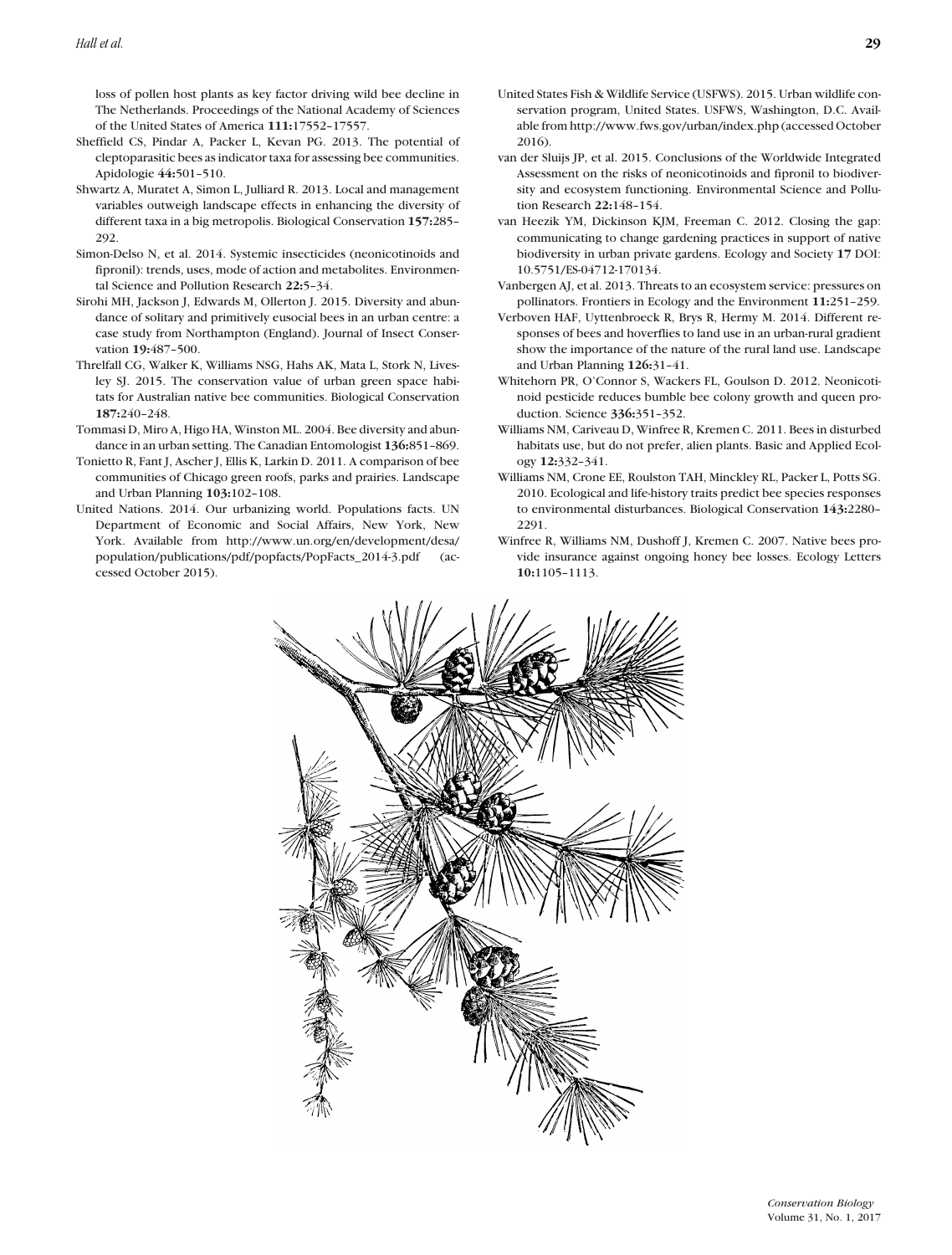loss of pollen host plants as key factor driving wild bee decline in The Netherlands. Proceedings of the National Academy of Sciences of the United States of America **111:**17552–17557.

Sheffield CS, Pindar A, Packer L, Kevan PG. 2013. The potential of cleptoparasitic bees as indicator taxa for assessing bee communities. Apidologie **44:**501–510.

Shwartz A, Muratet A, Simon L, Julliard R. 2013. Local and management variables outweigh landscape effects in enhancing the diversity of different taxa in a big metropolis. Biological Conservation **157:**285–292.

Simon-Delso N, et al. 2014. Systemic insecticides (neonicotinoids and fipronil): trends, uses, mode of action and metabolites. Environmental Science and Pollution Research **22:**5–34.

Sirohi MH, Jackson J, Edwards M, Ollerton J. 2015. Diversity and abundance of solitary and primitively eusocial bees in an urban centre: a case study from Northampton (England). Journal of Insect Conservation **19:**487–500.

Threlfall CG, Walker K, Williams NSG, Hahs AK, Mata L, Stork N, Livesley SJ. 2015. The conservation value of urban green space habitats for Australian native bee communities. Biological Conservation **187:**240–248.

Tommasi D, Miro A, Higo HA, Winston ML. 2004. Bee diversity and abundance in an urban setting. The Canadian Entomologist **136:**851–869.

Tonietto R, Fant J, Ascher J, Ellis K, Larkin D. 2011. A comparison of bee communities of Chicago green roofs, parks and prairies. Landscape and Urban Planning **103:**102–108.

United Nations. 2014. Our urbanizing world. Populations facts. UN Department of Economic and Social Affairs, New York, New York. Available from http://www.un.org/en/development/desa/population/publications/pdf/popfacts/PopFacts_2014-3.pdf (accessed October 2015).

United States Fish & Wildlife Service (USFWS). 2015. Urban wildlife conservation program, United States. USFWS, Washington, D.C. Available from http://www.fws.gov/urban/index.php (accessed October 2016).

van der Sluijs JP, et al. 2015. Conclusions of the Worldwide Integrated Assessment on the risks of neonicotinoids and fipronil to biodiversity and ecosystem functioning. Environmental Science and Pollution Research **22:**148–154.

van Heezik YM, Dickinson KJM, Freeman C. 2012. Closing the gap: communicating to change gardening practices in support of native biodiversity in urban private gardens. Ecology and Society **17** DOI: 10.5751/ES-04712-170134.

Vanbergen AJ, et al. 2013. Threats to an ecosystem service: pressures on pollinators. Frontiers in Ecology and the Environment **11:**251–259.

Verboven HAF, Uyttenbroeck R, Brys R, Hermy M. 2014. Different responses of bees and hoverflies to land use in an urban-rural gradient show the importance of the nature of the rural land use. Landscape and Urban Planning **126:**31–41.

Whitehorn PR, O'Connor S, Wackers FL, Goulson D. 2012. Neonicotinoid pesticide reduces bumble bee colony growth and queen production. Science **336:**351–352.

Williams NM, Cariveau D, Winfree R, Kremen C. 2011. Bees in disturbed habitats use, but do not prefer, alien plants. Basic and Applied Ecology **12:**332–341.

Williams NM, Crone EE, Roulston TAH, Minckley RL, Packer L, Potts SG. 2010. Ecological and life-history traits predict bee species responses to environmental disturbances. Biological Conservation **143:**2280–2291.

Winfree R, Williams NM, Dushoff J, Kremen C. 2007. Native bees provide insurance against ongoing honey bee losses. Ecology Letters **10:**1105–1113.